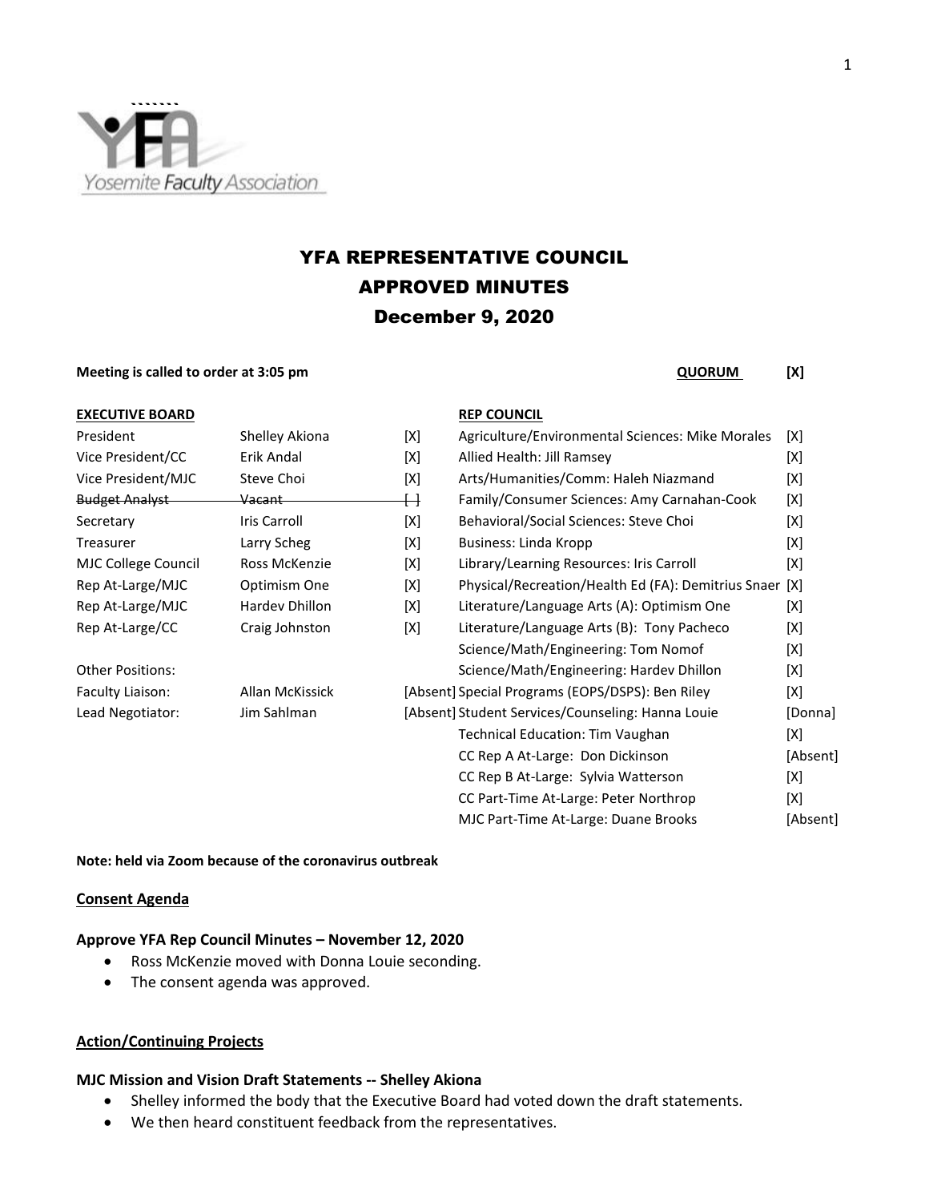# YFA REPRESENTATIVE COUNCIL
# APPROVED MINUTES
# December 9, 2020

**Meeting is called to order at 3:05 pm** **QUORUM** [X]

| **EXECUTIVE BOARD** | | | **REP COUNCIL** | |
|---|---|---|---|---|
| President | Shelley Akiona | [X] | Agriculture/Environmental Sciences: Mike Morales | [X] |
| Vice President/CC | Erik Andal | [X] | Allied Health: Jill Ramsey | [X] |
| Vice President/MJC | Steve Choi | [X] | Arts/Humanities/Comm: Haleh Niazmand | [X] |
| ~~Budget Analyst~~ | ~~Vacant~~ | ~~[ ]~~ | Family/Consumer Sciences: Amy Carnahan-Cook | [X] |
| Secretary | Iris Carroll | [X] | Behavioral/Social Sciences: Steve Choi | [X] |
| Treasurer | Larry Scheg | [X] | Business: Linda Kropp | [X] |
| MJC College Council | Ross McKenzie | [X] | Library/Learning Resources: Iris Carroll | [X] |
| Rep At-Large/MJC | Optimism One | [X] | Physical/Recreation/Health Ed (FA): Demitrius Snaer | [X] |
| Rep At-Large/MJC | Hardev Dhillon | [X] | Literature/Language Arts (A): Optimism One | [X] |
| Rep At-Large/CC | Craig Johnston | [X] | Literature/Language Arts (B): Tony Pacheco | [X] |
| | | | Science/Math/Engineering: Tom Nomof | [X] |
| Other Positions: | | | Science/Math/Engineering: Hardev Dhillon | [X] |
| Faculty Liaison: | Allan McKissick | [Absent] | Special Programs (EOPS/DSPS): Ben Riley | [X] |
| Lead Negotiator: | Jim Sahlman | [Absent] | Student Services/Counseling: Hanna Louie | [Donna] |
| | | | Technical Education: Tim Vaughan | [X] |
| | | | CC Rep A At-Large: Don Dickinson | [Absent] |
| | | | CC Rep B At-Large: Sylvia Watterson | [X] |
| | | | CC Part-Time At-Large: Peter Northrop | [X] |
| | | | MJC Part-Time At-Large: Duane Brooks | [Absent] |

**Note: held via Zoom because of the coronavirus outbreak**

## Consent Agenda

### Approve YFA Rep Council Minutes – November 12, 2020

- Ross McKenzie moved with Donna Louie seconding.
- The consent agenda was approved.

## Action/Continuing Projects

### MJC Mission and Vision Draft Statements -- Shelley Akiona

- Shelley informed the body that the Executive Board had voted down the draft statements.
- We then heard constituent feedback from the representatives.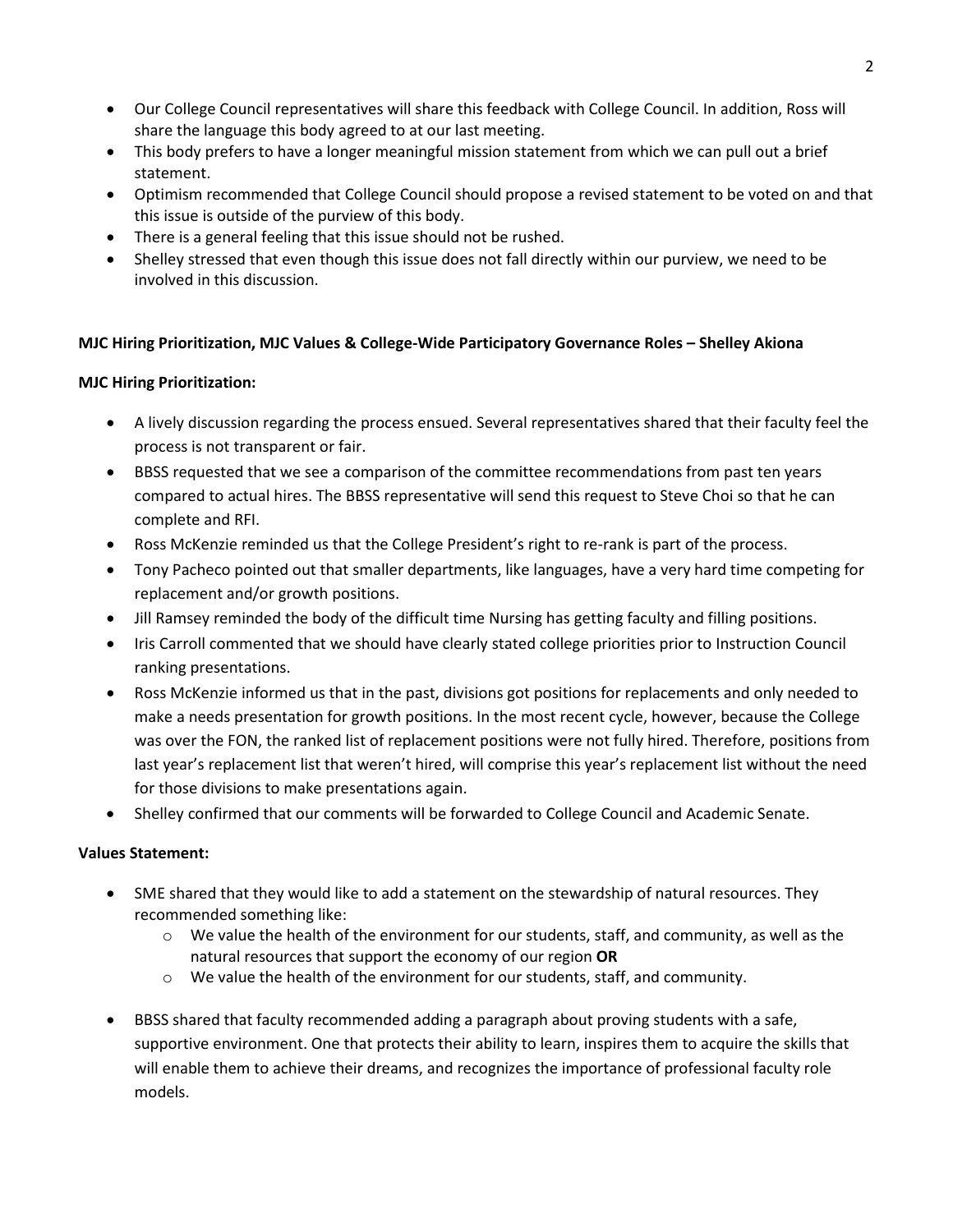- Our College Council representatives will share this feedback with College Council. In addition, Ross will share the language this body agreed to at our last meeting.
- This body prefers to have a longer meaningful mission statement from which we can pull out a brief statement.
- Optimism recommended that College Council should propose a revised statement to be voted on and that this issue is outside of the purview of this body.
- There is a general feeling that this issue should not be rushed.
- Shelley stressed that even though this issue does not fall directly within our purview, we need to be involved in this discussion.

**MJC Hiring Prioritization, MJC Values & College-Wide Participatory Governance Roles – Shelley Akiona**

**MJC Hiring Prioritization:**

- A lively discussion regarding the process ensued. Several representatives shared that their faculty feel the process is not transparent or fair.
- BBSS requested that we see a comparison of the committee recommendations from past ten years compared to actual hires. The BBSS representative will send this request to Steve Choi so that he can complete and RFI.
- Ross McKenzie reminded us that the College President's right to re-rank is part of the process.
- Tony Pacheco pointed out that smaller departments, like languages, have a very hard time competing for replacement and/or growth positions.
- Jill Ramsey reminded the body of the difficult time Nursing has getting faculty and filling positions.
- Iris Carroll commented that we should have clearly stated college priorities prior to Instruction Council ranking presentations.
- Ross McKenzie informed us that in the past, divisions got positions for replacements and only needed to make a needs presentation for growth positions. In the most recent cycle, however, because the College was over the FON, the ranked list of replacement positions were not fully hired. Therefore, positions from last year's replacement list that weren't hired, will comprise this year's replacement list without the need for those divisions to make presentations again.
- Shelley confirmed that our comments will be forwarded to College Council and Academic Senate.

**Values Statement:**

- SME shared that they would like to add a statement on the stewardship of natural resources. They recommended something like:
  - We value the health of the environment for our students, staff, and community, as well as the natural resources that support the economy of our region **OR**
  - We value the health of the environment for our students, staff, and community.
- BBSS shared that faculty recommended adding a paragraph about proving students with a safe, supportive environment. One that protects their ability to learn, inspires them to acquire the skills that will enable them to achieve their dreams, and recognizes the importance of professional faculty role models.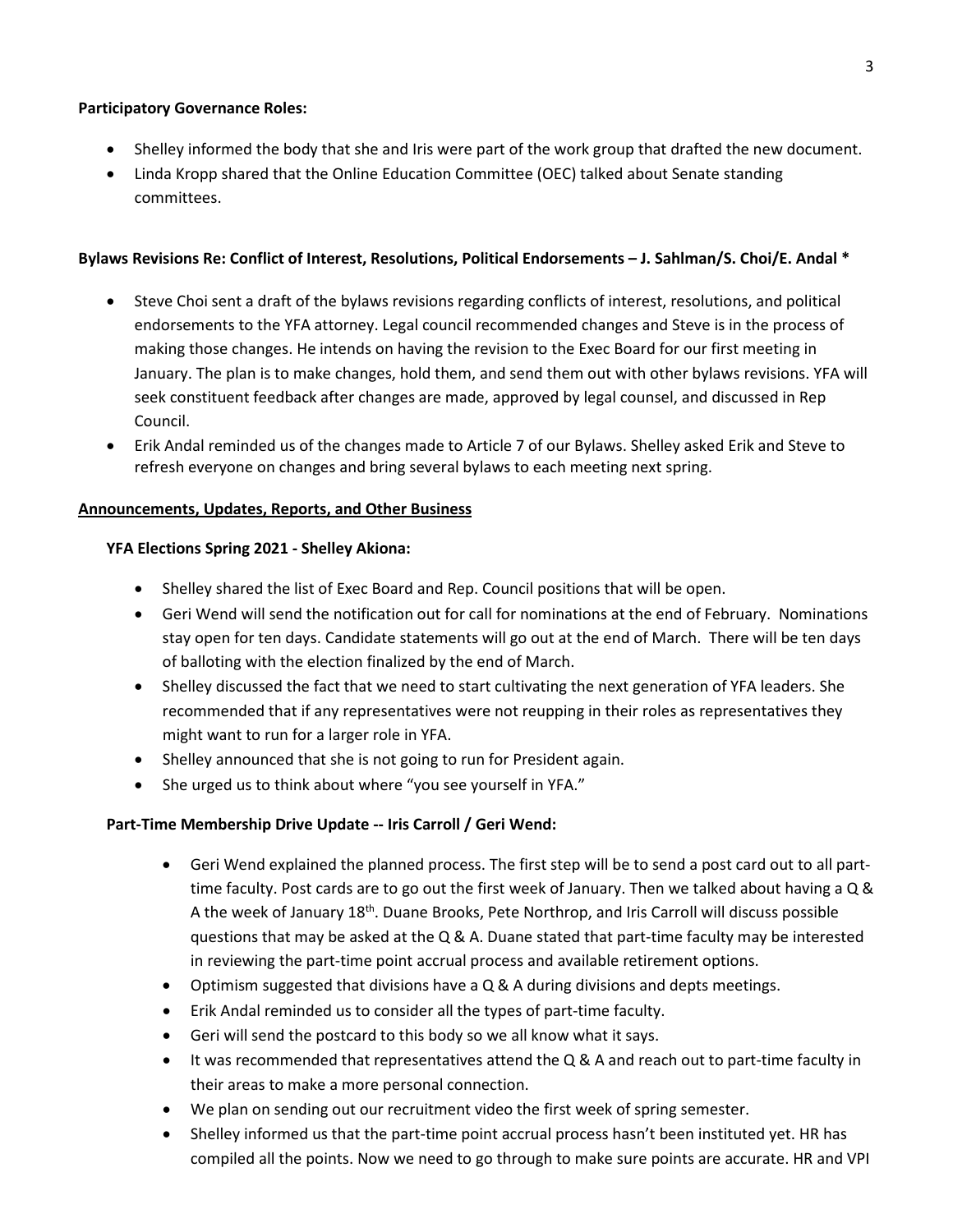**Participatory Governance Roles:**

- Shelley informed the body that she and Iris were part of the work group that drafted the new document.
- Linda Kropp shared that the Online Education Committee (OEC) talked about Senate standing committees.

**Bylaws Revisions Re: Conflict of Interest, Resolutions, Political Endorsements – J. Sahlman/S. Choi/E. Andal ***

- Steve Choi sent a draft of the bylaws revisions regarding conflicts of interest, resolutions, and political endorsements to the YFA attorney. Legal council recommended changes and Steve is in the process of making those changes. He intends on having the revision to the Exec Board for our first meeting in January. The plan is to make changes, hold them, and send them out with other bylaws revisions. YFA will seek constituent feedback after changes are made, approved by legal counsel, and discussed in Rep Council.
- Erik Andal reminded us of the changes made to Article 7 of our Bylaws. Shelley asked Erik and Steve to refresh everyone on changes and bring several bylaws to each meeting next spring.

**Announcements, Updates, Reports, and Other Business**

**YFA Elections Spring 2021 - Shelley Akiona:**

- Shelley shared the list of Exec Board and Rep. Council positions that will be open.
- Geri Wend will send the notification out for call for nominations at the end of February. Nominations stay open for ten days. Candidate statements will go out at the end of March. There will be ten days of balloting with the election finalized by the end of March.
- Shelley discussed the fact that we need to start cultivating the next generation of YFA leaders. She recommended that if any representatives were not reupping in their roles as representatives they might want to run for a larger role in YFA.
- Shelley announced that she is not going to run for President again.
- She urged us to think about where "you see yourself in YFA."

**Part-Time Membership Drive Update -- Iris Carroll / Geri Wend:**

- Geri Wend explained the planned process. The first step will be to send a post card out to all part-time faculty. Post cards are to go out the first week of January. Then we talked about having a Q & A the week of January 18th. Duane Brooks, Pete Northrop, and Iris Carroll will discuss possible questions that may be asked at the Q & A. Duane stated that part-time faculty may be interested in reviewing the part-time point accrual process and available retirement options.
- Optimism suggested that divisions have a Q & A during divisions and depts meetings.
- Erik Andal reminded us to consider all the types of part-time faculty.
- Geri will send the postcard to this body so we all know what it says.
- It was recommended that representatives attend the Q & A and reach out to part-time faculty in their areas to make a more personal connection.
- We plan on sending out our recruitment video the first week of spring semester.
- Shelley informed us that the part-time point accrual process hasn't been instituted yet. HR has compiled all the points. Now we need to go through to make sure points are accurate. HR and VPI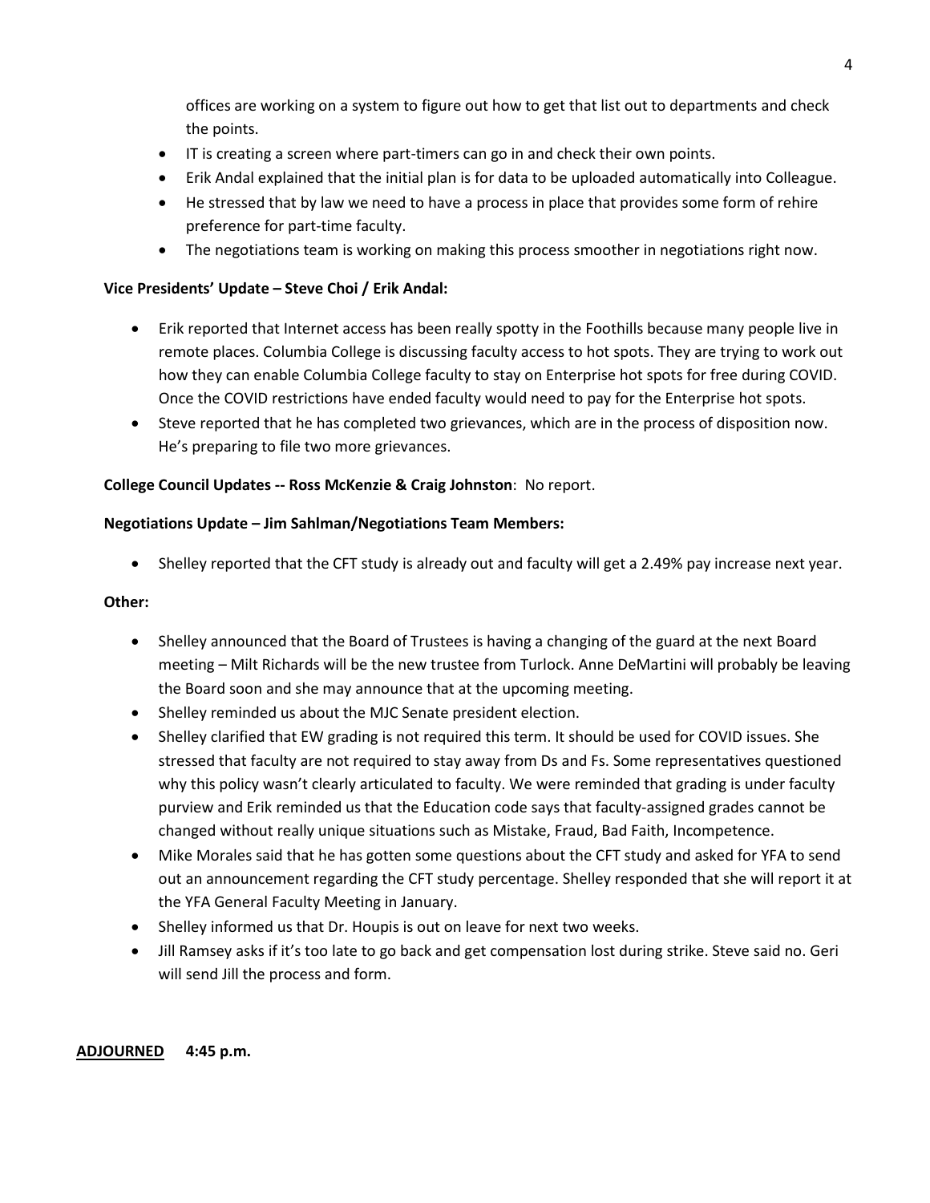offices are working on a system to figure out how to get that list out to departments and check the points.

- IT is creating a screen where part-timers can go in and check their own points.
- Erik Andal explained that the initial plan is for data to be uploaded automatically into Colleague.
- He stressed that by law we need to have a process in place that provides some form of rehire preference for part-time faculty.
- The negotiations team is working on making this process smoother in negotiations right now.

**Vice Presidents' Update – Steve Choi / Erik Andal:**

- Erik reported that Internet access has been really spotty in the Foothills because many people live in remote places. Columbia College is discussing faculty access to hot spots. They are trying to work out how they can enable Columbia College faculty to stay on Enterprise hot spots for free during COVID. Once the COVID restrictions have ended faculty would need to pay for the Enterprise hot spots.
- Steve reported that he has completed two grievances, which are in the process of disposition now. He's preparing to file two more grievances.

**College Council Updates -- Ross McKenzie & Craig Johnston**: No report.

**Negotiations Update – Jim Sahlman/Negotiations Team Members:**

- Shelley reported that the CFT study is already out and faculty will get a 2.49% pay increase next year.

**Other:**

- Shelley announced that the Board of Trustees is having a changing of the guard at the next Board meeting – Milt Richards will be the new trustee from Turlock. Anne DeMartini will probably be leaving the Board soon and she may announce that at the upcoming meeting.
- Shelley reminded us about the MJC Senate president election.
- Shelley clarified that EW grading is not required this term. It should be used for COVID issues. She stressed that faculty are not required to stay away from Ds and Fs. Some representatives questioned why this policy wasn't clearly articulated to faculty. We were reminded that grading is under faculty purview and Erik reminded us that the Education code says that faculty-assigned grades cannot be changed without really unique situations such as Mistake, Fraud, Bad Faith, Incompetence.
- Mike Morales said that he has gotten some questions about the CFT study and asked for YFA to send out an announcement regarding the CFT study percentage. Shelley responded that she will report it at the YFA General Faculty Meeting in January.
- Shelley informed us that Dr. Houpis is out on leave for next two weeks.
- Jill Ramsey asks if it's too late to go back and get compensation lost during strike. Steve said no. Geri will send Jill the process and form.

**ADJOURNED 4:45 p.m.**